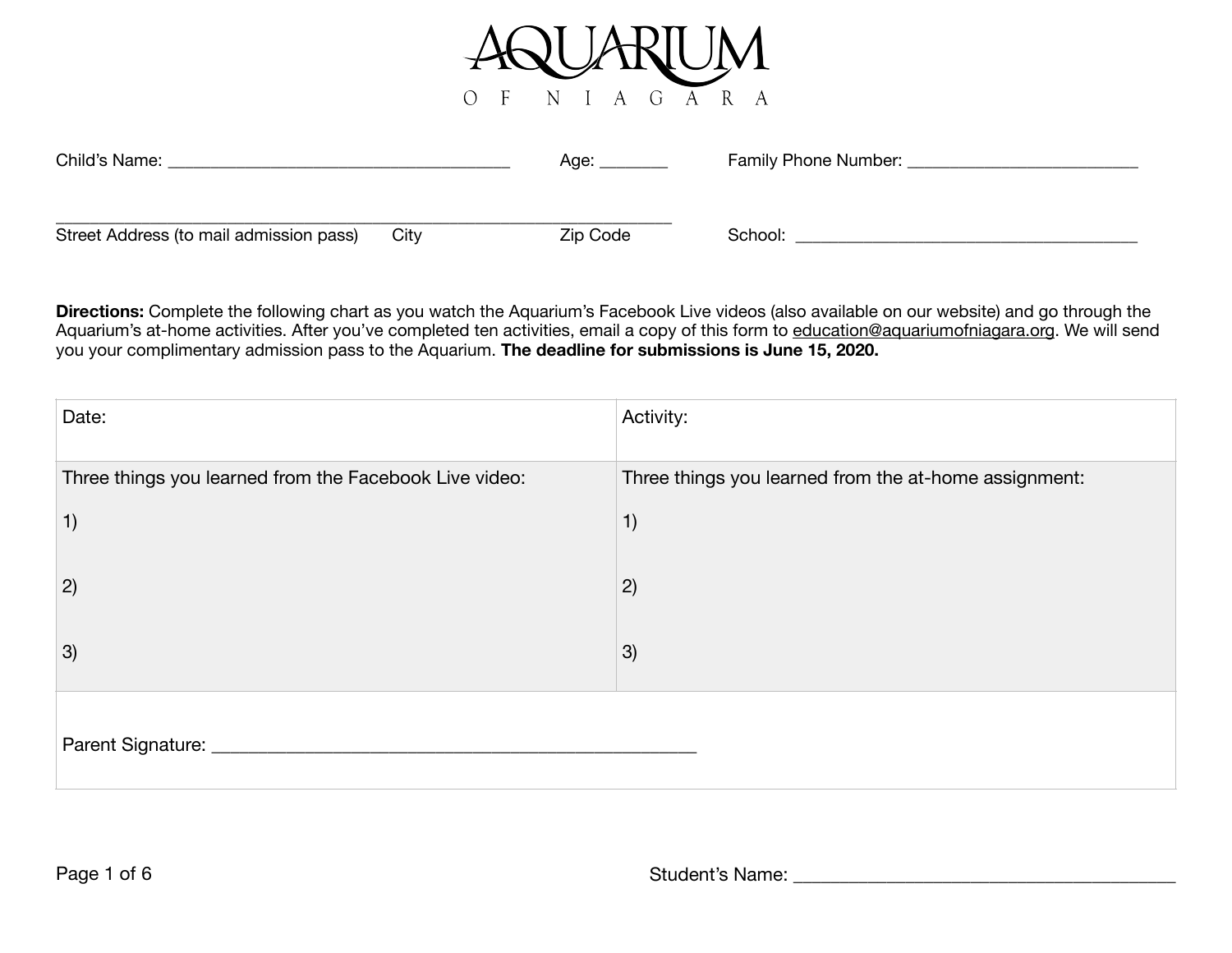# AQUARIUM OF NIAGARA

Child's Name: ______________________________________ Age: _______ Family Phone Number: _________________________

______________________________________________________________________

Street Address (to mail admission pass) City Zip Code School: _______________________________________

**Directions:** Complete the following chart as you watch the Aquarium's Facebook Live videos (also available on our website) and go through the Aquarium's at-home activities. After you've completed ten activities, email a copy of this form to education@aquariumofniagara.org. We will send you your complimentary admission pass to the Aquarium. **The deadline for submissions is June 15, 2020.**

| Date: | Activity: |
|---|---|
| Three things you learned from the Facebook Live video:<br><br>1)<br><br>2)<br><br>3) | Three things you learned from the at-home assignment:<br><br>1)<br><br>2)<br><br>3) |
| Parent Signature: ____________________________________________________ | |

Student's Name: ______________________________________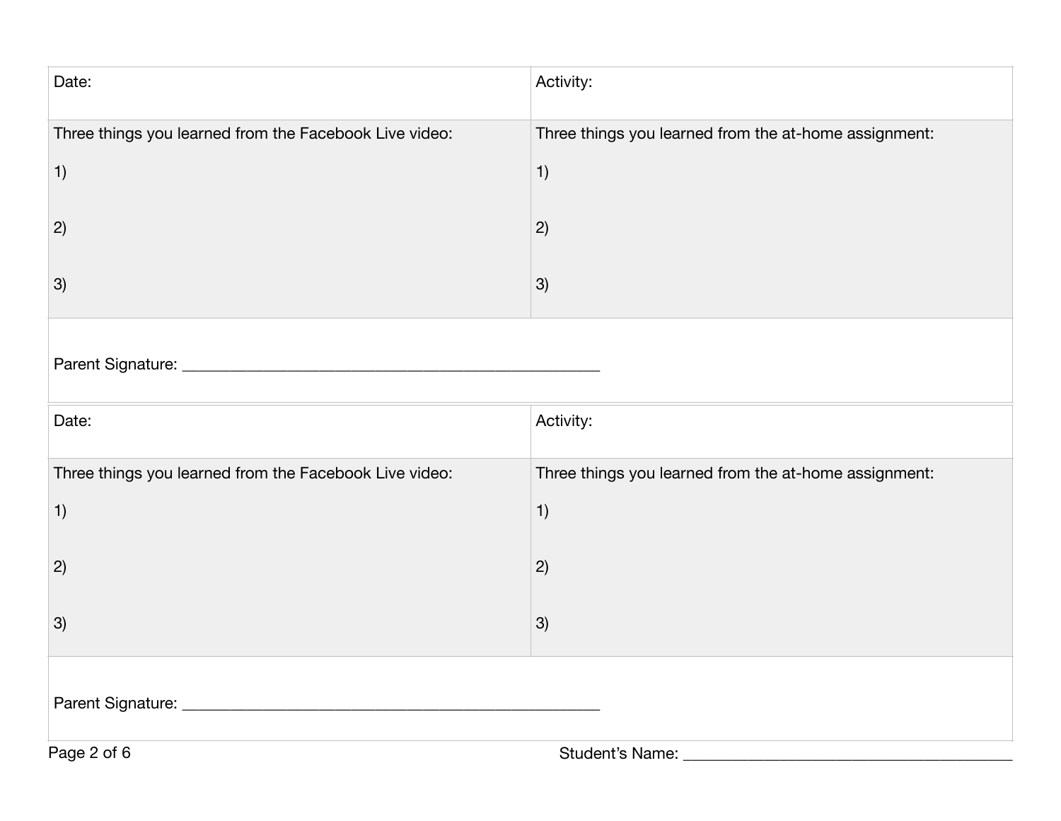| Date: | Activity: |
| --- | --- |
| Three things you learned from the Facebook Live video:<br><br>1)<br><br>2)<br><br>3) | Three things you learned from the at-home assignment:<br><br>1)<br><br>2)<br><br>3) |
| Parent Signature: _______________________________________________ | |

| Date: | Activity: |
| --- | --- |
| Three things you learned from the Facebook Live video:<br><br>1)<br><br>2)<br><br>3) | Three things you learned from the at-home assignment:<br><br>1)<br><br>2)<br><br>3) |
| Parent Signature: _______________________________________________ | |

Student's Name: ________________________________________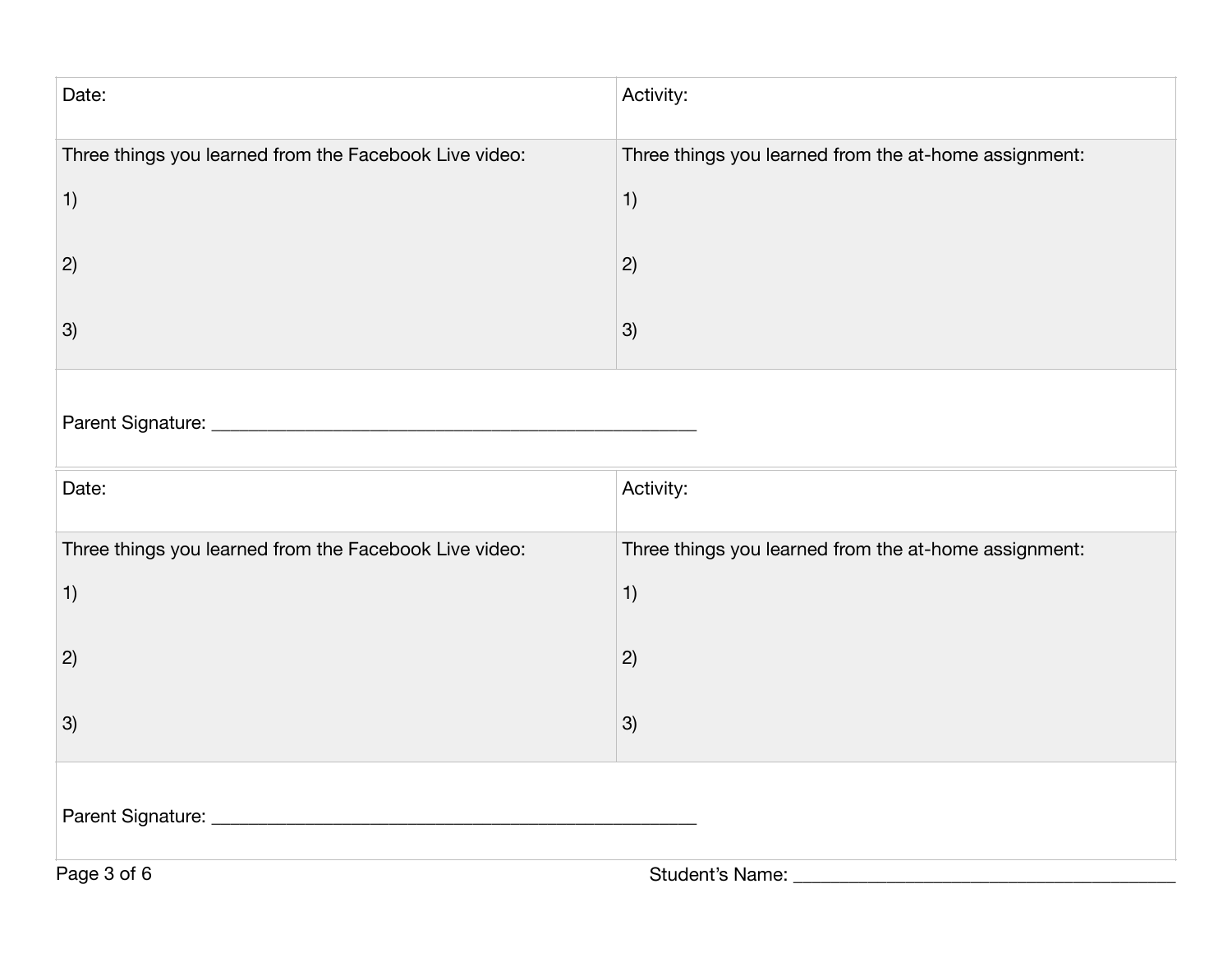| Date: | Activity: |
| --- | --- |
| Three things you learned from the Facebook Live video:<br><br>1)<br><br>2)<br><br>3) | Three things you learned from the at-home assignment:<br><br>1)<br><br>2)<br><br>3) |

Parent Signature: ___________________________________________

| Date: | Activity: |
| --- | --- |
| Three things you learned from the Facebook Live video:<br><br>1)<br><br>2)<br><br>3) | Three things you learned from the at-home assignment:<br><br>1)<br><br>2)<br><br>3) |

Parent Signature: ___________________________________________

Student's Name: ______________________________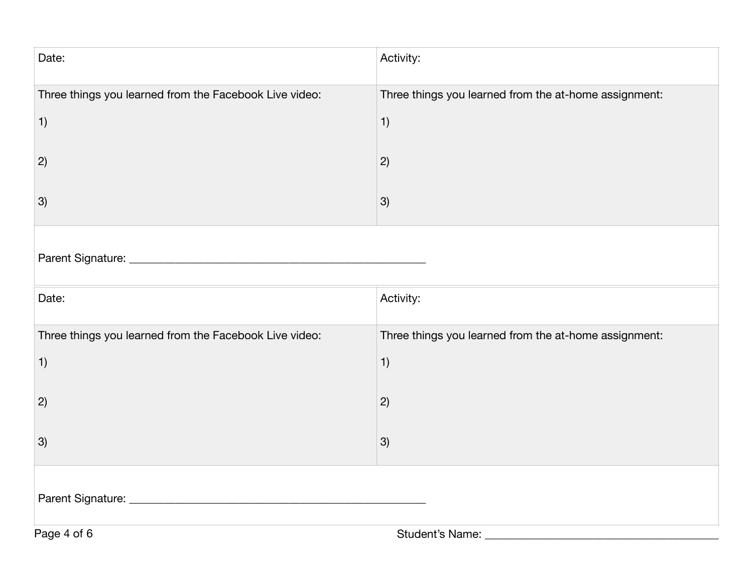| Date: | Activity: |
|---|---|
| Three things you learned from the Facebook Live video:<br>1)<br>2)<br>3) | Three things you learned from the at-home assignment:<br>1)<br>2)<br>3) |
| Parent Signature: ________________________________________________ | |

| Date: | Activity: |
|---|---|
| Three things you learned from the Facebook Live video:<br>1)<br>2)<br>3) | Three things you learned from the at-home assignment:<br>1)<br>2)<br>3) |
| Parent Signature: ________________________________________________ | |

Student's Name: ________________________________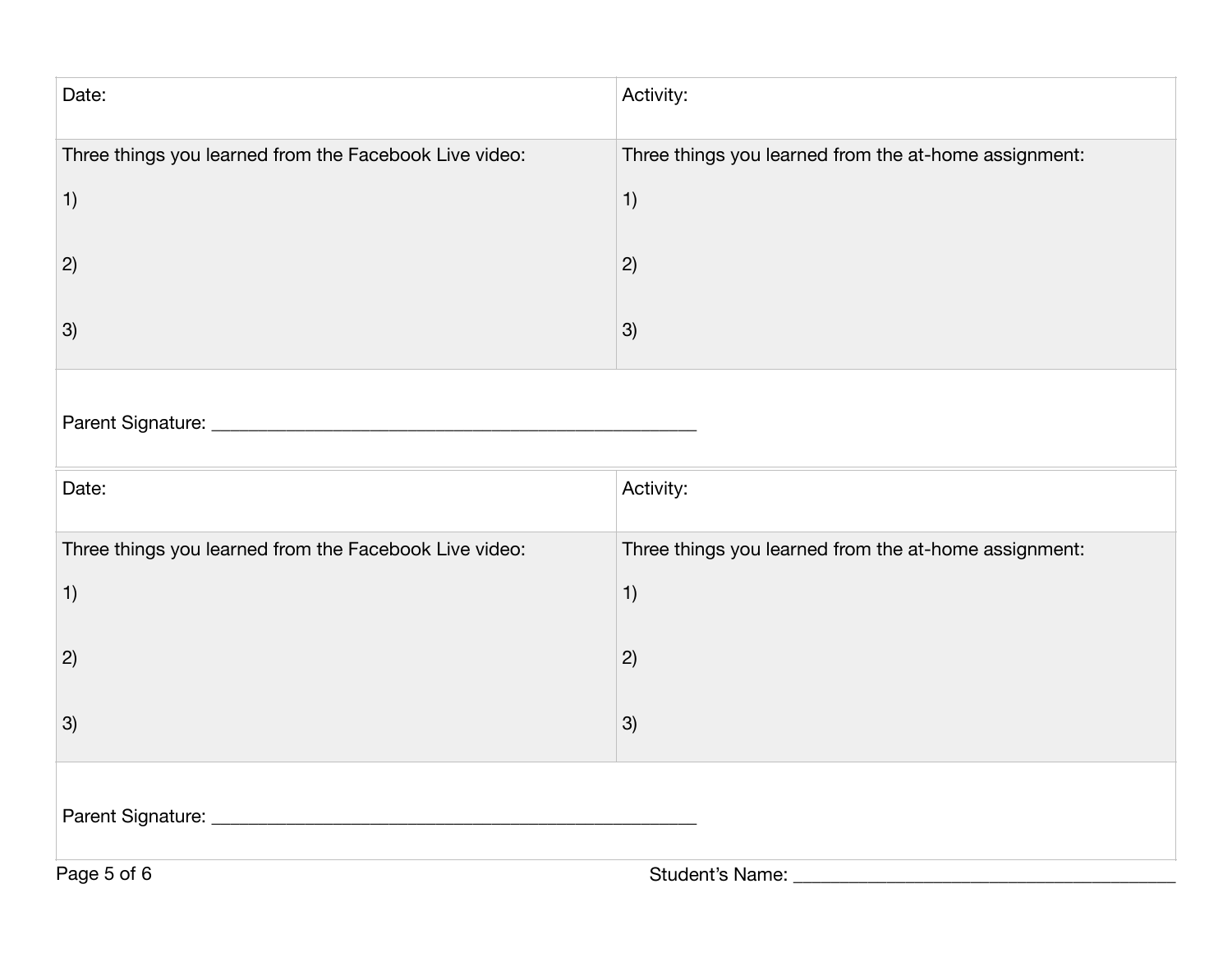| Date: | Activity: |
| --- | --- |
| Three things you learned from the Facebook Live video:<br><br>1)<br><br>2)<br><br>3) | Three things you learned from the at-home assignment:<br><br>1)<br><br>2)<br><br>3) |
| Parent Signature: ___________________________________________________ | |

| Date: | Activity: |
| --- | --- |
| Three things you learned from the Facebook Live video:<br><br>1)<br><br>2)<br><br>3) | Three things you learned from the at-home assignment:<br><br>1)<br><br>2)<br><br>3) |
| Parent Signature: ___________________________________________________ | |

Student's Name: ________________________________________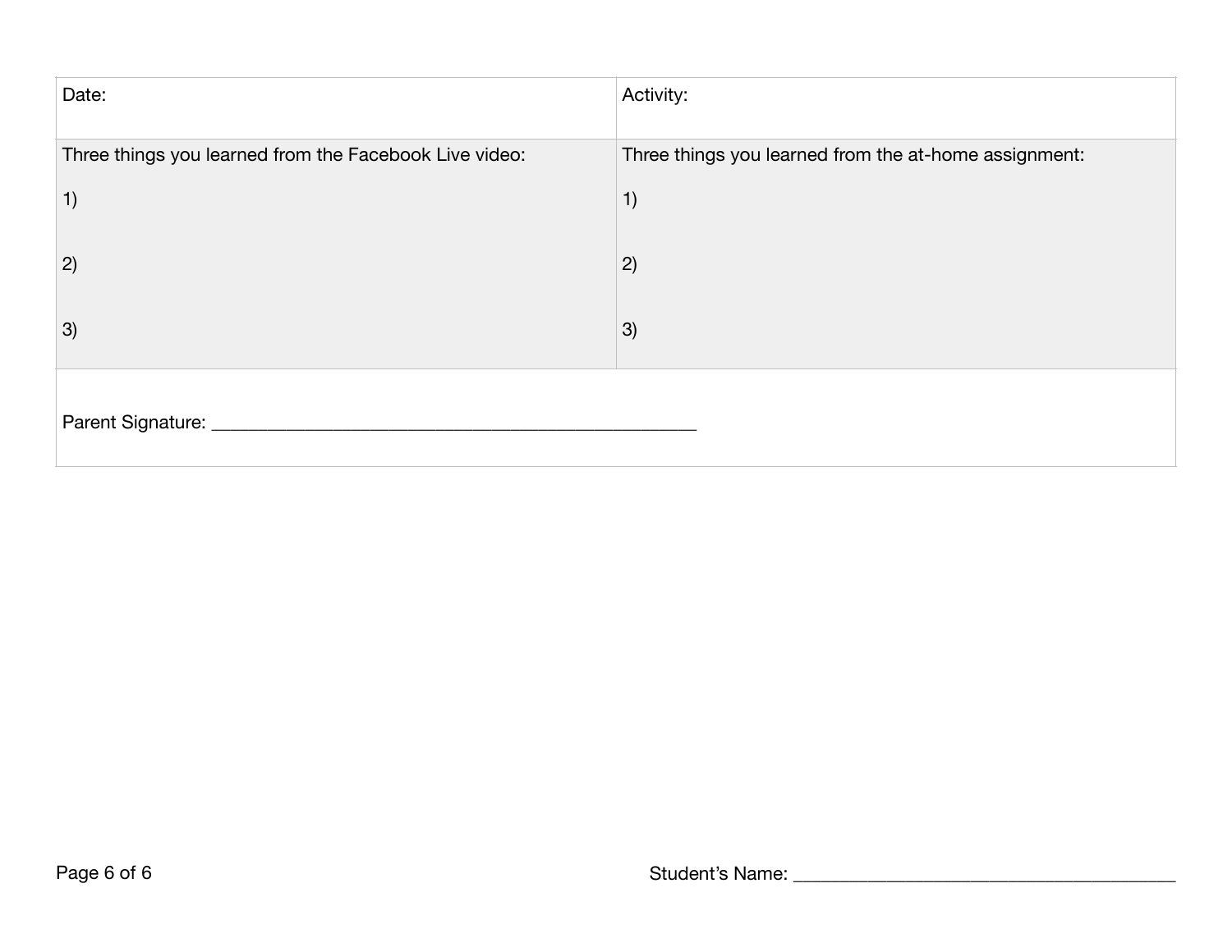| | |
|---|---|
| Date: | Activity: |
| Three things you learned from the Facebook Live video:<br><br>1)<br><br>2)<br><br>3) | Three things you learned from the at-home assignment:<br><br>1)<br><br>2)<br><br>3) |
| Parent Signature: ______________________________________________ | |

Student's Name: ____________________________________